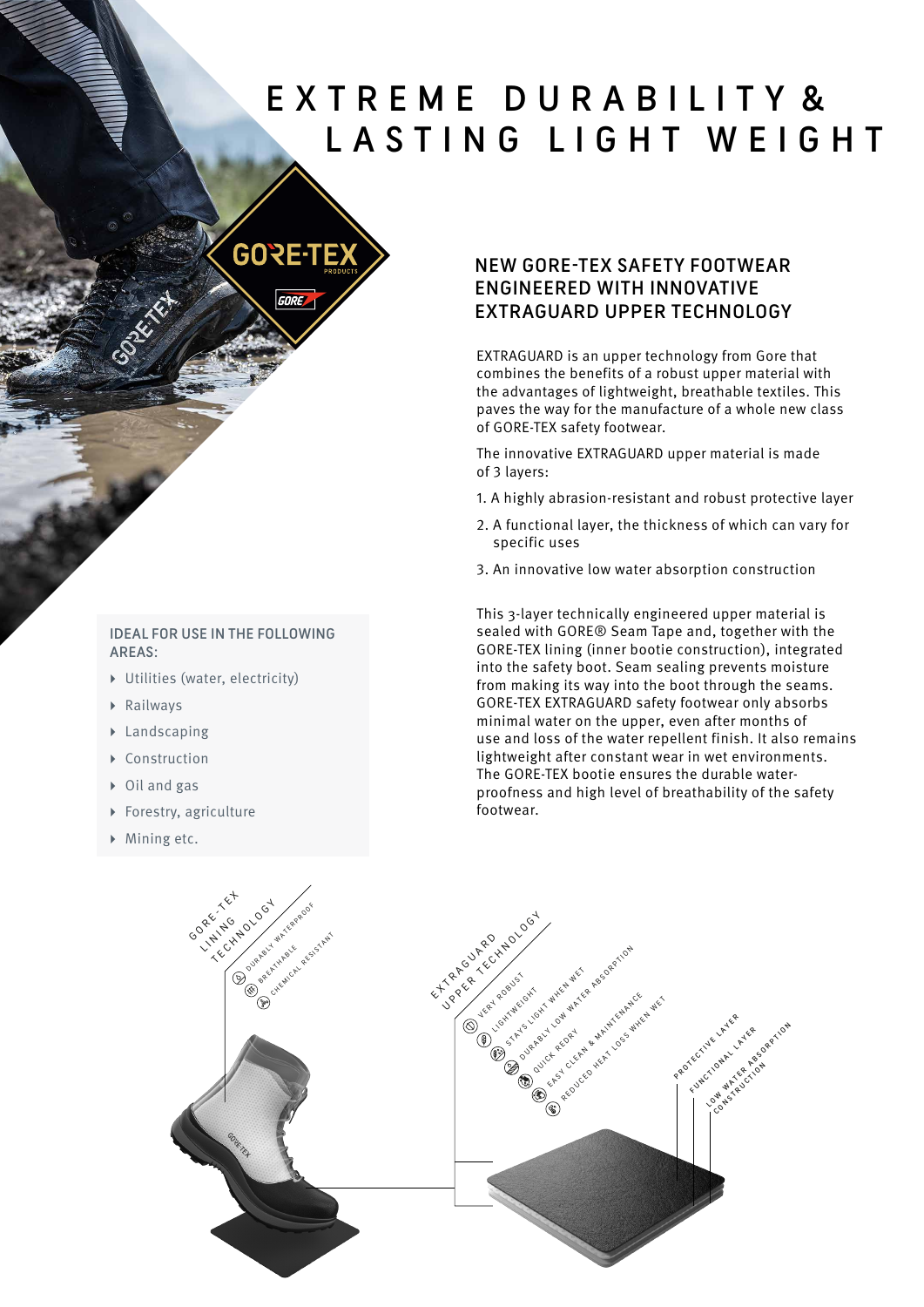# EXTREME DURABILITY & LASTING LIGHT WEIGHT

## NEW GORE-TEX SAFETY FOOTWEAR ENGINEERED WITH INNOVATIVE EXTRAGUARD UPPER TECHNOLOGY

EXTRAGUARD is an upper technology from Gore that combines the benefits of a robust upper material with the advantages of lightweight, breathable textiles. This paves the way for the manufacture of a whole new class of GORE-TEX safety footwear.

The innovative EXTRAGUARD upper material is made of 3 layers:

1. A highly abrasion-resistant and robust protective layer
2. A functional layer, the thickness of which can vary for specific uses
3. An innovative low water absorption construction

This 3-layer technically engineered upper material is sealed with GORE® Seam Tape and, together with the GORE-TEX lining (inner bootie construction), integrated into the safety boot. Seam sealing prevents moisture from making its way into the boot through the seams. GORE-TEX EXTRAGUARD safety footwear only absorbs minimal water on the upper, even after months of use and loss of the water repellent finish. It also remains lightweight after constant wear in wet environments. The GORE-TEX bootie ensures the durable waterproofness and high level of breathability of the safety footwear.

**IDEAL FOR USE IN THE FOLLOWING AREAS:**

- Utilities (water, electricity)
- Railways
- Landscaping
- Construction
- Oil and gas
- Forestry, agriculture
- Mining etc.

GORE-TEX LINING TECHNOLOGY
- DURABLY WATERPROOF
- BREATHABLE
- CHEMICAL RESISTANT

EXTRAGUARD UPPER TECHNOLOGY
- VERY ROBUST
- LIGHTWEIGHT
- STAYS LIGHT WHEN WET
- DURABLY LOW WATER ABSORPTION
- QUICK REDRY
- EASY CLEAN & MAINTENANCE
- REDUCED HEAT LOSS WHEN WET

PROTECTIVE LAYER
FUNCTIONAL LAYER
LOW WATER ABSORPTION CONSTRUCTION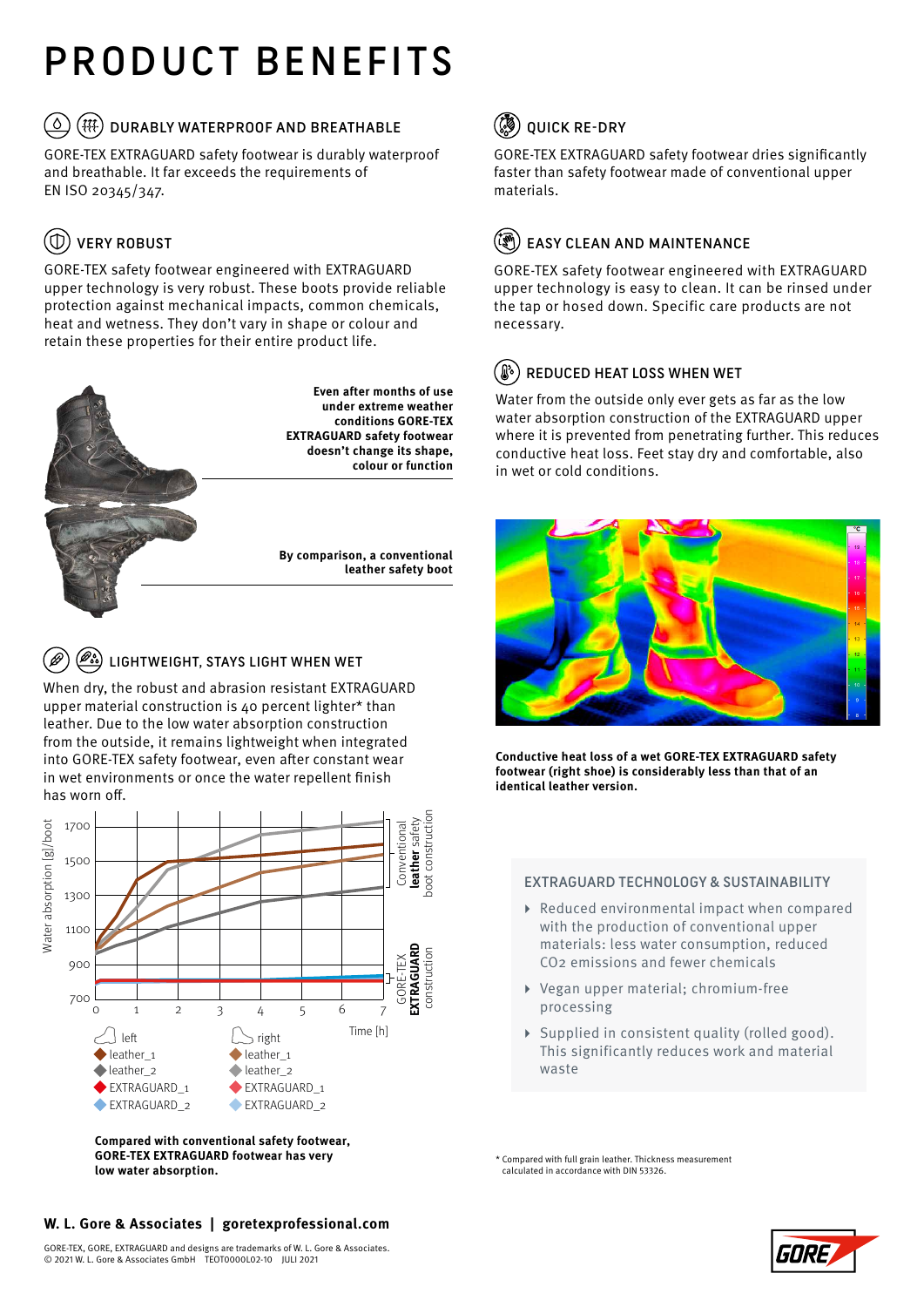# PRODUCT BENEFITS

## DURABLY WATERPROOF AND BREATHABLE

GORE-TEX EXTRAGUARD safety footwear is durably waterproof and breathable. It far exceeds the requirements of EN ISO 20345/347.

## VERY ROBUST

GORE-TEX safety footwear engineered with EXTRAGUARD upper technology is very robust. These boots provide reliable protection against mechanical impacts, common chemicals, heat and wetness. They don't vary in shape or colour and retain these properties for their entire product life.

**Even after months of use under extreme weather conditions GORE-TEX EXTRAGUARD safety footwear doesn't change its shape, colour or function**

**By comparison, a conventional leather safety boot**

## LIGHTWEIGHT, STAYS LIGHT WHEN WET

When dry, the robust and abrasion resistant EXTRAGUARD upper material construction is 40 percent lighter* than leather. Due to the low water absorption construction from the outside, it remains lightweight when integrated into GORE-TEX safety footwear, even after constant wear in wet environments or once the water repellent finish has worn off.

Water absorption [g]/boot
1700
1500
1300
1100
900
700
0 1 2 3 4 5 6 7
Time [h]
Conventional **leather** safety boot construction
GORE-TEX **EXTRAGUARD** construction
left: leather_1, leather_2, EXTRAGUARD_1, EXTRAGUARD_2
right: leather_1, leather_2, EXTRAGUARD_1, EXTRAGUARD_2

**Compared with conventional safety footwear, GORE-TEX EXTRAGUARD footwear has very low water absorption.**

## QUICK RE-DRY

GORE-TEX EXTRAGUARD safety footwear dries significantly faster than safety footwear made of conventional upper materials.

## EASY CLEAN AND MAINTENANCE

GORE-TEX safety footwear engineered with EXTRAGUARD upper technology is easy to clean. It can be rinsed under the tap or hosed down. Specific care products are not necessary.

## REDUCED HEAT LOSS WHEN WET

Water from the outside only ever gets as far as the low water absorption construction of the EXTRAGUARD upper where it is prevented from penetrating further. This reduces conductive heat loss. Feet stay dry and comfortable, also in wet or cold conditions.

**Conductive heat loss of a wet GORE-TEX EXTRAGUARD safety footwear (right shoe) is considerably less than that of an identical leather version.**

### EXTRAGUARD TECHNOLOGY & SUSTAINABILITY

- Reduced environmental impact when compared with the production of conventional upper materials: less water consumption, reduced $CO_2$ emissions and fewer chemicals
- Vegan upper material; chromium-free processing
- Supplied in consistent quality (rolled good). This significantly reduces work and material waste

\* Compared with full grain leather. Thickness measurement calculated in accordance with DIN 53326.

**W. L. Gore & Associates | goretexprofessional.com**

GORE-TEX, GORE, EXTRAGUARD and designs are trademarks of W. L. Gore & Associates.
© 2021 W. L. Gore & Associates GmbH TEOT0000L02-10 JULI 2021